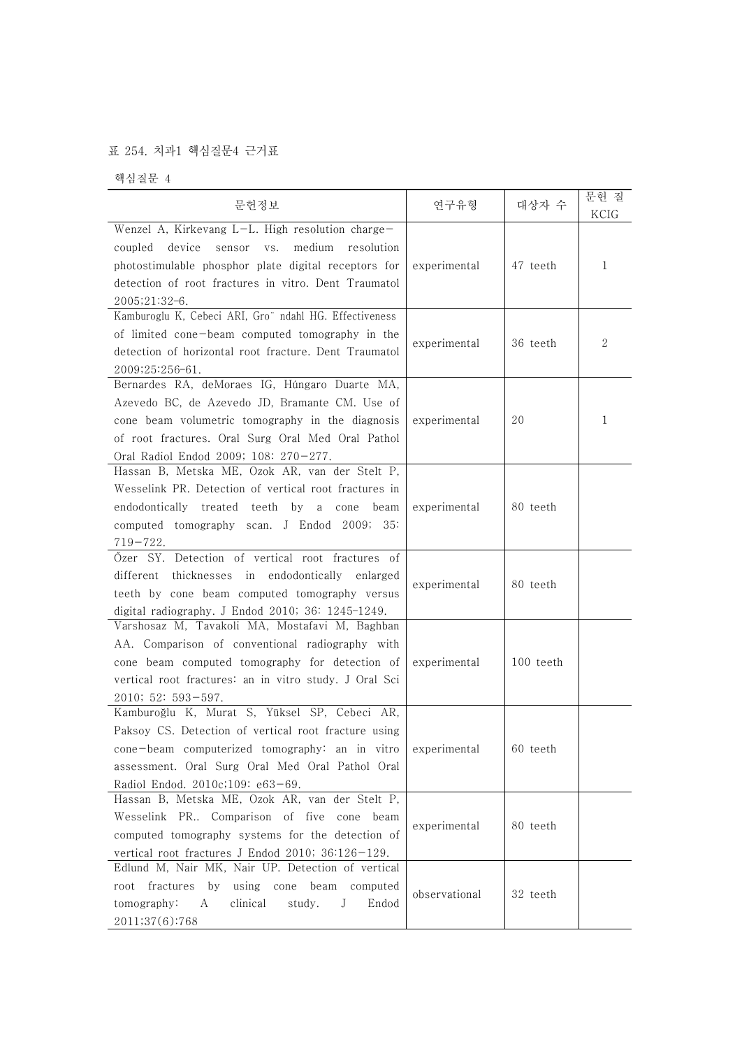표 254. 치과1 핵심질문4 근거표

핵심질문 4

| 문헌정보 | 연구유형 | 대상자 수 | 문헌 질 KCIG |
|---|---|---|---|
| Wenzel A, Kirkevang L-L. High resolution charge-coupled device sensor vs. medium resolution photostimulable phosphor plate digital receptors for detection of root fractures in vitro. Dent Traumatol 2005;21:32-6. | experimental | 47 teeth | 1 |
| Kamburoglu K, Cebeci ARI, Gro¨ndahl HG. Effectiveness of limited cone-beam computed tomography in the detection of horizontal root fracture. Dent Traumatol 2009;25:256-61. | experimental | 36 teeth | 2 |
| Bernardes RA, deMoraes IG, Húngaro Duarte MA, Azevedo BC, de Azevedo JD, Bramante CM. Use of cone beam volumetric tomography in the diagnosis of root fractures. Oral Surg Oral Med Oral Pathol Oral Radiol Endod 2009; 108: 270-277. | experimental | 20 | 1 |
| Hassan B, Metska ME, Ozok AR, van der Stelt P, Wesselink PR. Detection of vertical root fractures in endodontically treated teeth by a cone beam computed tomography scan. J Endod 2009; 35: 719-722. | experimental | 80 teeth | |
| Őzer SY. Detection of vertical root fractures of different thicknesses in endodontically enlarged teeth by cone beam computed tomography versus digital radiography. J Endod 2010; 36: 1245-1249. | experimental | 80 teeth | |
| Varshosaz M, Tavakoli MA, Mostafavi M, Baghban AA. Comparison of conventional radiography with cone beam computed tomography for detection of vertical root fractures: an in vitro study. J Oral Sci 2010; 52: 593-597. | experimental | 100 teeth | |
| Kamburoğlu K, Murat S, Yüksel SP, Cebeci AR, Paksoy CS. Detection of vertical root fracture using cone-beam computerized tomography: an in vitro assessment. Oral Surg Oral Med Oral Pathol Oral Radiol Endod. 2010c;109: e63-69. | experimental | 60 teeth | |
| Hassan B, Metska ME, Ozok AR, van der Stelt P, Wesselink PR.. Comparison of five cone beam computed tomography systems for the detection of vertical root fractures J Endod 2010; 36:126-129. | experimental | 80 teeth | |
| Edlund M, Nair MK, Nair UP. Detection of vertical root fractures by using cone beam computed tomography: A clinical study. J Endod 2011;37(6):768 | observational | 32 teeth | |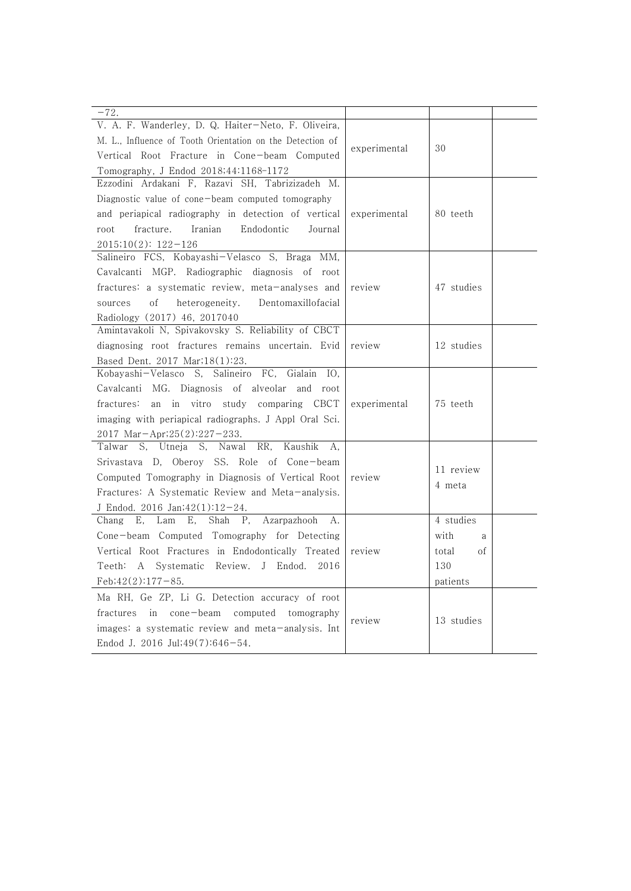| | | | |
|---|---|---|---|
| -72. | | | |
| V. A. F. Wanderley, D. Q. Haiter-Neto, F. Oliveira, M. L., Influence of Tooth Orientation on the Detection of Vertical Root Fracture in Cone-beam Computed Tomography, J Endod 2018;44:1168-1172 | experimental | 30 | |
| Ezzodini Ardakani F, Razavi SH, Tabrizizadeh M. Diagnostic value of cone-beam computed tomography and periapical radiography in detection of vertical root fracture. Iranian Endodontic Journal 2015;10(2): 122-126 | experimental | 80 teeth | |
| Salineiro FCS, Kobayashi-Velasco S, Braga MM, Cavalcanti MGP. Radiographic diagnosis of root fractures: a systematic review, meta-analyses and sources of heterogeneity. Dentomaxillofacial Radiology (2017) 46, 2017040 | review | 47 studies | |
| Amintavakoli N, Spivakovsky S. Reliability of CBCT diagnosing root fractures remains uncertain. Evid Based Dent. 2017 Mar;18(1):23. | review | 12 studies | |
| Kobayashi-Velasco S, Salineiro FC, Gialain IO, Cavalcanti MG. Diagnosis of alveolar and root fractures: an in vitro study comparing CBCT imaging with periapical radiographs. J Appl Oral Sci. 2017 Mar-Apr;25(2):227-233. | experimental | 75 teeth | |
| Talwar S, Utneja S, Nawal RR, Kaushik A, Srivastava D, Oberoy SS. Role of Cone-beam Computed Tomography in Diagnosis of Vertical Root Fractures: A Systematic Review and Meta-analysis. J Endod. 2016 Jan;42(1):12-24. | review | 11 review 4 meta | |
| Chang E, Lam E, Shah P, Azarpazhooh A. Cone-beam Computed Tomography for Detecting Vertical Root Fractures in Endodontically Treated Teeth: A Systematic Review. J Endod. 2016 Feb;42(2):177-85. | review | 4 studies with a total of 130 patients | |
| Ma RH, Ge ZP, Li G. Detection accuracy of root fractures in cone-beam computed tomography images: a systematic review and meta-analysis. Int Endod J. 2016 Jul;49(7):646-54. | review | 13 studies | |